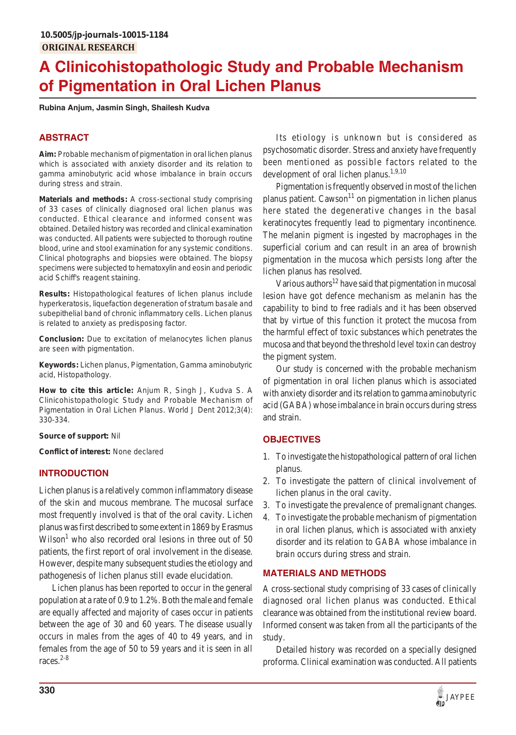10.5005/jp-journals-10015-1184

**ORIGINAL RESEARCH**

# A Clinicohistopathologic Study and Probable Mechanism of Pigmentation in Oral Lichen Planus

**Rubina Anjum, Jasmin Singh, Shailesh Kudva**

## ABSTRACT

**Aim:** Probable mechanism of pigmentation in oral lichen planus which is associated with anxiety disorder and its relation to gamma aminobutyric acid whose imbalance in brain occurs during stress and strain.

**Materials and methods:** A cross-sectional study comprising of 33 cases of clinically diagnosed oral lichen planus was conducted. Ethical clearance and informed consent was obtained. Detailed history was recorded and clinical examination was conducted. All patients were subjected to thorough routine blood, urine and stool examination for any systemic conditions. Clinical photographs and biopsies were obtained. The biopsy specimens were subjected to hematoxylin and eosin and periodic acid Schiff's reagent staining.

**Results:** Histopathological features of lichen planus include hyperkeratosis, liquefaction degeneration of stratum basale and subepithelial band of chronic inflammatory cells. Lichen planus is related to anxiety as predisposing factor.

**Conclusion:** Due to excitation of melanocytes lichen planus are seen with pigmentation.

**Keywords:** Lichen planus, Pigmentation, Gamma aminobutyric acid, Histopathology.

**How to cite this article:** Anjum R, Singh J, Kudva S. A Clinicohistopathologic Study and Probable Mechanism of Pigmentation in Oral Lichen Planus. World J Dent 2012;3(4): 330-334.

**Source of support:** Nil

**Conflict of interest:** None declared

## INTRODUCTION

Lichen planus is a relatively common inflammatory disease of the skin and mucous membrane. The mucosal surface most frequently involved is that of the oral cavity. Lichen planus was first described to some extent in 1869 by Erasmus Wilson[1] who also recorded oral lesions in three out of 50 patients, the first report of oral involvement in the disease. However, despite many subsequent studies the etiology and pathogenesis of lichen planus still evade elucidation.

Lichen planus has been reported to occur in the general population at a rate of 0.9 to 1.2%. Both the male and female are equally affected and majority of cases occur in patients between the age of 30 and 60 years. The disease usually occurs in males from the ages of 40 to 49 years, and in females from the age of 50 to 59 years and it is seen in all races.[2-8]

Its etiology is unknown but is considered as psychosomatic disorder. Stress and anxiety have frequently been mentioned as possible factors related to the development of oral lichen planus.[1,9,10]

Pigmentation is frequently observed in most of the lichen planus patient. Cawson[11] on pigmentation in lichen planus here stated the degenerative changes in the basal keratinocytes frequently lead to pigmentary incontinence. The melanin pigment is ingested by macrophages in the superficial corium and can result in an area of brownish pigmentation in the mucosa which persists long after the lichen planus has resolved.

Various authors[12] have said that pigmentation in mucosal lesion have got defence mechanism as melanin has the capability to bind to free radials and it has been observed that by virtue of this function it protect the mucosa from the harmful effect of toxic substances which penetrates the mucosa and that beyond the threshold level toxin can destroy the pigment system.

Our study is concerned with the probable mechanism of pigmentation in oral lichen planus which is associated with anxiety disorder and its relation to gamma aminobutyric acid (GABA) whose imbalance in brain occurs during stress and strain.

## OBJECTIVES

1. To investigate the histopathological pattern of oral lichen planus.
2. To investigate the pattern of clinical involvement of lichen planus in the oral cavity.
3. To investigate the prevalence of premalignant changes.
4. To investigate the probable mechanism of pigmentation in oral lichen planus, which is associated with anxiety disorder and its relation to GABA whose imbalance in brain occurs during stress and strain.

## MATERIALS AND METHODS

A cross-sectional study comprising of 33 cases of clinically diagnosed oral lichen planus was conducted. Ethical clearance was obtained from the institutional review board. Informed consent was taken from all the participants of the study.

Detailed history was recorded on a specially designed proforma. Clinical examination was conducted. All patients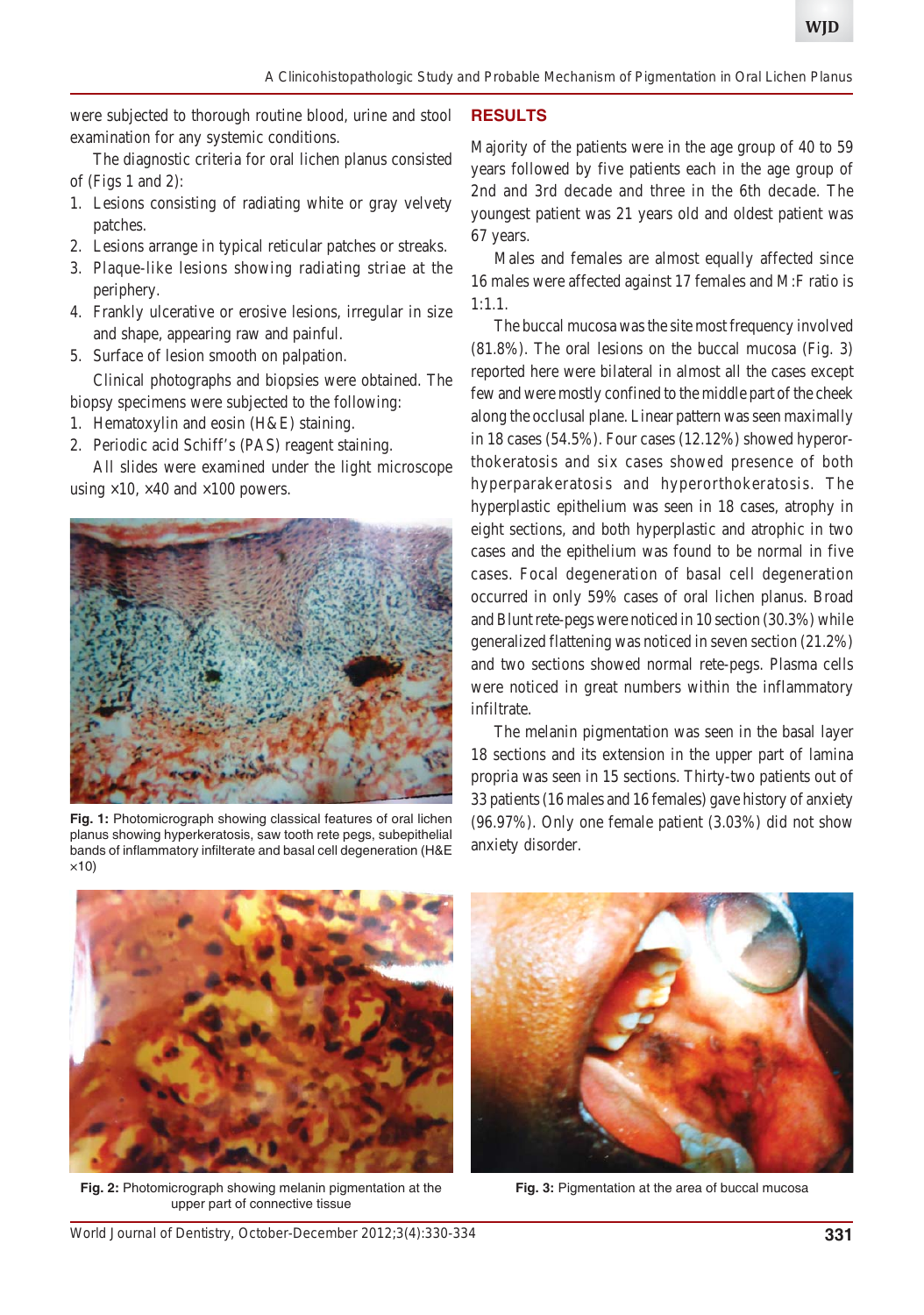were subjected to thorough routine blood, urine and stool examination for any systemic conditions.

The diagnostic criteria for oral lichen planus consisted of (Figs 1 and 2):

1. Lesions consisting of radiating white or gray velvety patches.
2. Lesions arrange in typical reticular patches or streaks.
3. Plaque-like lesions showing radiating striae at the periphery.
4. Frankly ulcerative or erosive lesions, irregular in size and shape, appearing raw and painful.
5. Surface of lesion smooth on palpation.

Clinical photographs and biopsies were obtained. The biopsy specimens were subjected to the following:

1. Hematoxylin and eosin (H&E) staining.
2. Periodic acid Schiff's (PAS) reagent staining.

All slides were examined under the light microscope using ×10, ×40 and ×100 powers.

**Fig. 1:** Photomicrograph showing classical features of oral lichen planus showing hyperkeratosis, saw tooth rete pegs, subepithelial bands of inflammatory infilterate and basal cell degeneration (H&E ×10)

## RESULTS

Majority of the patients were in the age group of 40 to 59 years followed by five patients each in the age group of 2nd and 3rd decade and three in the 6th decade. The youngest patient was 21 years old and oldest patient was 67 years.

Males and females are almost equally affected since 16 males were affected against 17 females and M:F ratio is 1:1.1.

The buccal mucosa was the site most frequency involved (81.8%). The oral lesions on the buccal mucosa (Fig. 3) reported here were bilateral in almost all the cases except few and were mostly confined to the middle part of the cheek along the occlusal plane. Linear pattern was seen maximally in 18 cases (54.5%). Four cases (12.12%) showed hyperorthokeratosis and six cases showed presence of both hyperparakeratosis and hyperorthokeratosis. The hyperplastic epithelium was seen in 18 cases, atrophy in eight sections, and both hyperplastic and atrophic in two cases and the epithelium was found to be normal in five cases. Focal degeneration of basal cell degeneration occurred in only 59% cases of oral lichen planus. Broad and Blunt rete-pegs were noticed in 10 section (30.3%) while generalized flattening was noticed in seven section (21.2%) and two sections showed normal rete-pegs. Plasma cells were noticed in great numbers within the inflammatory infiltrate.

The melanin pigmentation was seen in the basal layer 18 sections and its extension in the upper part of lamina propria was seen in 15 sections. Thirty-two patients out of 33 patients (16 males and 16 females) gave history of anxiety (96.97%). Only one female patient (3.03%) did not show anxiety disorder.

**Fig. 2:** Photomicrograph showing melanin pigmentation at the upper part of connective tissue

**Fig. 3:** Pigmentation at the area of buccal mucosa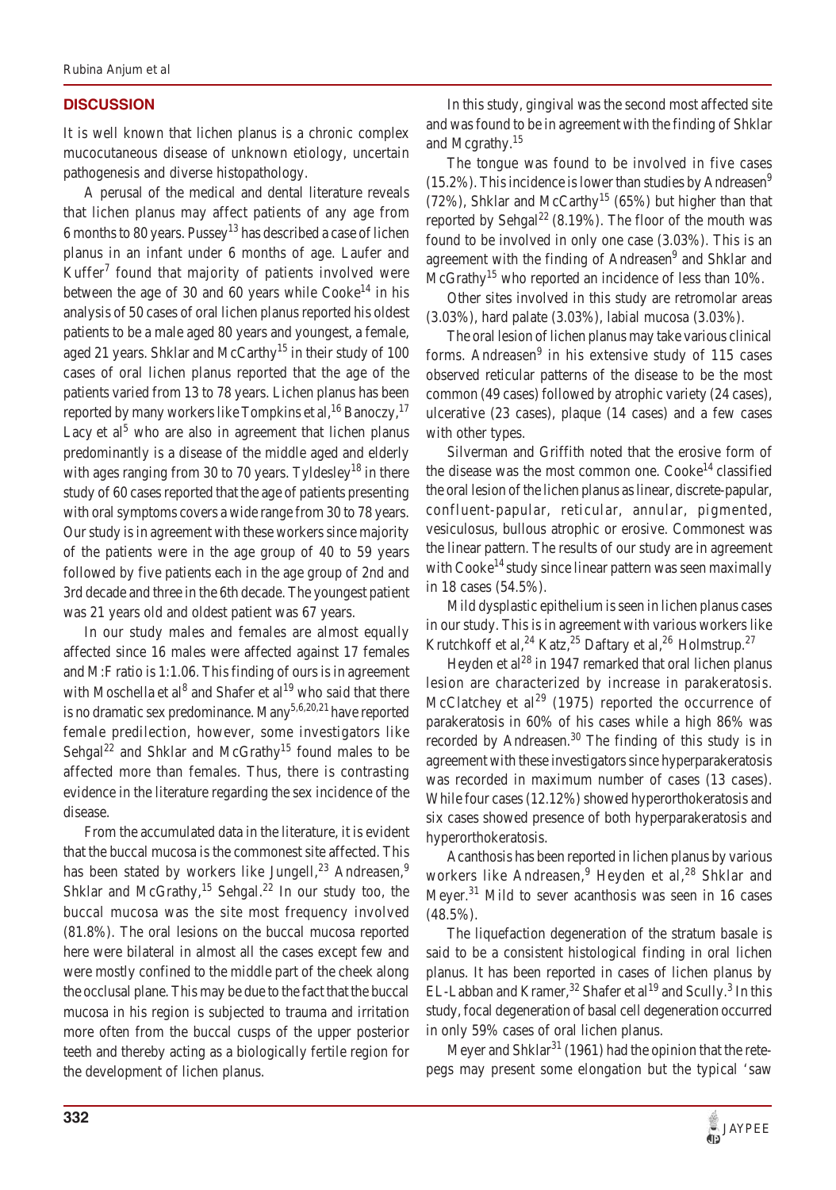## DISCUSSION

It is well known that lichen planus is a chronic complex mucocutaneous disease of unknown etiology, uncertain pathogenesis and diverse histopathology.

A perusal of the medical and dental literature reveals that lichen planus may affect patients of any age from 6 months to 80 years. Pussey[13] has described a case of lichen planus in an infant under 6 months of age. Laufer and Kuffer[7] found that majority of patients involved were between the age of 30 and 60 years while Cooke[14] in his analysis of 50 cases of oral lichen planus reported his oldest patients to be a male aged 80 years and youngest, a female, aged 21 years. Shklar and McCarthy[15] in their study of 100 cases of oral lichen planus reported that the age of the patients varied from 13 to 78 years. Lichen planus has been reported by many workers like Tompkins et al,[16] Banoczy,[17] Lacy et al[5] who are also in agreement that lichen planus predominantly is a disease of the middle aged and elderly with ages ranging from 30 to 70 years. Tyldesley[18] in there study of 60 cases reported that the age of patients presenting with oral symptoms covers a wide range from 30 to 78 years. Our study is in agreement with these workers since majority of the patients were in the age group of 40 to 59 years followed by five patients each in the age group of 2nd and 3rd decade and three in the 6th decade. The youngest patient was 21 years old and oldest patient was 67 years.

In our study males and females are almost equally affected since 16 males were affected against 17 females and M:F ratio is 1:1.06. This finding of ours is in agreement with Moschella et al[8] and Shafer et al[19] who said that there is no dramatic sex predominance. Many[5,6,20,21] have reported female predilection, however, some investigators like Sehgal[22] and Shklar and McGrathy[15] found males to be affected more than females. Thus, there is contrasting evidence in the literature regarding the sex incidence of the disease.

From the accumulated data in the literature, it is evident that the buccal mucosa is the commonest site affected. This has been stated by workers like Jungell,[23] Andreasen,[9] Shklar and McGrathy,[15] Sehgal.[22] In our study too, the buccal mucosa was the site most frequency involved (81.8%). The oral lesions on the buccal mucosa reported here were bilateral in almost all the cases except few and were mostly confined to the middle part of the cheek along the occlusal plane. This may be due to the fact that the buccal mucosa in his region is subjected to trauma and irritation more often from the buccal cusps of the upper posterior teeth and thereby acting as a biologically fertile region for the development of lichen planus.

In this study, gingival was the second most affected site and was found to be in agreement with the finding of Shklar and Mcgrathy.[15]

The tongue was found to be involved in five cases (15.2%). This incidence is lower than studies by Andreasen[9] (72%), Shklar and McCarthy[15] (65%) but higher than that reported by Sehgal[22] (8.19%). The floor of the mouth was found to be involved in only one case (3.03%). This is an agreement with the finding of Andreasen[9] and Shklar and McGrathy[15] who reported an incidence of less than 10%.

Other sites involved in this study are retromolar areas (3.03%), hard palate (3.03%), labial mucosa (3.03%).

The oral lesion of lichen planus may take various clinical forms. Andreasen[9] in his extensive study of 115 cases observed reticular patterns of the disease to be the most common (49 cases) followed by atrophic variety (24 cases), ulcerative (23 cases), plaque (14 cases) and a few cases with other types.

Silverman and Griffith noted that the erosive form of the disease was the most common one. Cooke[14] classified the oral lesion of the lichen planus as linear, discrete-papular, confluent-papular, reticular, annular, pigmented, vesiculosus, bullous atrophic or erosive. Commonest was the linear pattern. The results of our study are in agreement with Cooke[14] study since linear pattern was seen maximally in 18 cases (54.5%).

Mild dysplastic epithelium is seen in lichen planus cases in our study. This is in agreement with various workers like Krutchkoff et al,[24] Katz,[25] Daftary et al,[26] Holmstrup.[27]

Heyden et al[28] in 1947 remarked that oral lichen planus lesion are characterized by increase in parakeratosis. McClatchey et al[29] (1975) reported the occurrence of parakeratosis in 60% of his cases while a high 86% was recorded by Andreasen.[30] The finding of this study is in agreement with these investigators since hyperparakeratosis was recorded in maximum number of cases (13 cases). While four cases (12.12%) showed hyperorthokeratosis and six cases showed presence of both hyperparakeratosis and hyperorthokeratosis.

Acanthosis has been reported in lichen planus by various workers like Andreasen,[9] Heyden et al,[28] Shklar and Meyer.[31] Mild to sever acanthosis was seen in 16 cases (48.5%).

The liquefaction degeneration of the stratum basale is said to be a consistent histological finding in oral lichen planus. It has been reported in cases of lichen planus by EL-Labban and Kramer,[32] Shafer et al[19] and Scully.[3] In this study, focal degeneration of basal cell degeneration occurred in only 59% cases of oral lichen planus.

Meyer and Shklar[31] (1961) had the opinion that the rete-pegs may present some elongation but the typical 'saw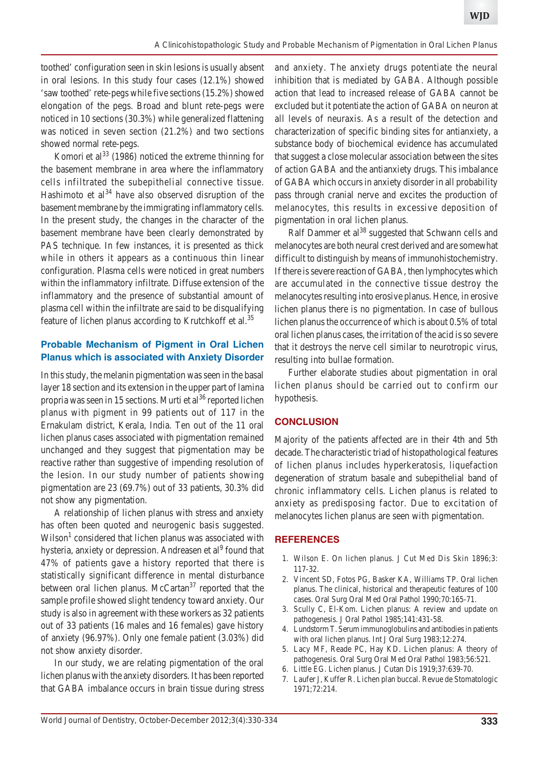toothed' configuration seen in skin lesions is usually absent in oral lesions. In this study four cases (12.1%) showed 'saw toothed' rete-pegs while five sections (15.2%) showed elongation of the pegs. Broad and blunt rete-pegs were noticed in 10 sections (30.3%) while generalized flattening was noticed in seven section (21.2%) and two sections showed normal rete-pegs.

Komori et al[33] (1986) noticed the extreme thinning for the basement membrane in area where the inflammatory cells infiltrated the subepithelial connective tissue. Hashimoto et al[34] have also observed disruption of the basement membrane by the immigrating inflammatory cells. In the present study, the changes in the character of the basement membrane have been clearly demonstrated by PAS technique. In few instances, it is presented as thick while in others it appears as a continuous thin linear configuration. Plasma cells were noticed in great numbers within the inflammatory infiltrate. Diffuse extension of the inflammatory and the presence of substantial amount of plasma cell within the infiltrate are said to be disqualifying feature of lichen planus according to Krutchkoff et al.[35]

## Probable Mechanism of Pigment in Oral Lichen Planus which is associated with Anxiety Disorder

In this study, the melanin pigmentation was seen in the basal layer 18 section and its extension in the upper part of lamina propria was seen in 15 sections. Murti et al[36] reported lichen planus with pigment in 99 patients out of 117 in the Ernakulam district, Kerala, India. Ten out of the 11 oral lichen planus cases associated with pigmentation remained unchanged and they suggest that pigmentation may be reactive rather than suggestive of impending resolution of the lesion. In our study number of patients showing pigmentation are 23 (69.7%) out of 33 patients, 30.3% did not show any pigmentation.

A relationship of lichen planus with stress and anxiety has often been quoted and neurogenic basis suggested. Wilson[1] considered that lichen planus was associated with hysteria, anxiety or depression. Andreasen et al[9] found that 47% of patients gave a history reported that there is statistically significant difference in mental disturbance between oral lichen planus. McCartan[37] reported that the sample profile showed slight tendency toward anxiety. Our study is also in agreement with these workers as 32 patients out of 33 patients (16 males and 16 females) gave history of anxiety (96.97%). Only one female patient (3.03%) did not show anxiety disorder.

In our study, we are relating pigmentation of the oral lichen planus with the anxiety disorders. It has been reported that GABA imbalance occurs in brain tissue during stress and anxiety. The anxiety drugs potentiate the neural inhibition that is mediated by GABA. Although possible action that lead to increased release of GABA cannot be excluded but it potentiate the action of GABA on neuron at all levels of neuraxis. As a result of the detection and characterization of specific binding sites for antianxiety, a substance body of biochemical evidence has accumulated that suggest a close molecular association between the sites of action GABA and the antianxiety drugs. This imbalance of GABA which occurs in anxiety disorder in all probability pass through cranial nerve and excites the production of melanocytes, this results in excessive deposition of pigmentation in oral lichen planus.

Ralf Dammer et al[38] suggested that Schwann cells and melanocytes are both neural crest derived and are somewhat difficult to distinguish by means of immunohistochemistry. If there is severe reaction of GABA, then lymphocytes which are accumulated in the connective tissue destroy the melanocytes resulting into erosive planus. Hence, in erosive lichen planus there is no pigmentation. In case of bullous lichen planus the occurrence of which is about 0.5% of total oral lichen planus cases, the irritation of the acid is so severe that it destroys the nerve cell similar to neurotropic virus, resulting into bullae formation.

Further elaborate studies about pigmentation in oral lichen planus should be carried out to confirm our hypothesis.

## CONCLUSION

Majority of the patients affected are in their 4th and 5th decade. The characteristic triad of histopathological features of lichen planus includes hyperkeratosis, liquefaction degeneration of stratum basale and subepithelial band of chronic inflammatory cells. Lichen planus is related to anxiety as predisposing factor. Due to excitation of melanocytes lichen planus are seen with pigmentation.

## REFERENCES

1. Wilson E. On lichen planus. J Cut Med Dis Skin 1896;3: 117-32.
2. Vincent SD, Fotos PG, Basker KA, Williams TP. Oral lichen planus. The clinical, historical and therapeutic features of 100 cases. Oral Surg Oral Med Oral Pathol 1990;70:165-71.
3. Scully C, El-Kom. Lichen planus: A review and update on pathogenesis. J Oral Pathol 1985;141:431-58.
4. Lundstorm T. Serum immunoglobulins and antibodies in patients with oral lichen planus. Int J Oral Surg 1983;12:274.
5. Lacy MF, Reade PC, Hay KD. Lichen planus: A theory of pathogenesis. Oral Surg Oral Med Oral Pathol 1983;56:521.
6. Little EG. Lichen planus. J Cutan Dis 1919;37:639-70.
7. Laufer J, Kuffer R. Lichen plan buccal. Revue de Stomatologic 1971;72:214.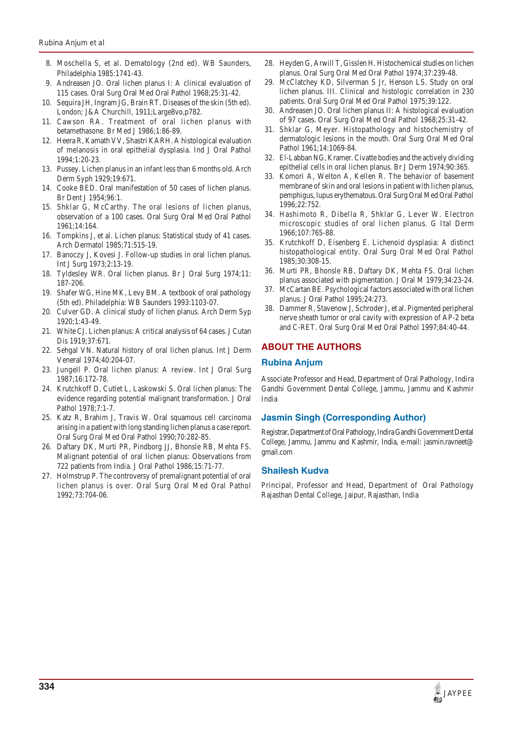8. Moschella S, et al. Dematology (2nd ed). WB Saunders, Philadelphia 1985:1741-43.
9. Andreasen JO. Oral lichen planus I: A clinical evaluation of 115 cases. Oral Surg Oral Med Oral Pathol 1968;25:31-42.
10. Sequira JH, Ingram JG, Brain RT. Diseases of the skin (5th ed). London; J&A Churchill, 1911;Large8vo,p782.
11. Cawson RA. Treatment of oral lichen planus with betamethasone. Br Med J 1986;1:86-89.
12. Heera R, Kamath VV, Shastri KARH. A histological evaluation of melanosis in oral epithelial dysplasia. Ind J Oral Pathol 1994;1:20-23.
13. Pussey. Lichen planus in an infant less than 6 months old. Arch Derm Syph 1929;19:671.
14. Cooke BED. Oral manifestation of 50 cases of lichen planus. Br Dent J 1954;96:1.
15. Shklar G, McCarthy. The oral lesions of lichen planus, observation of a 100 cases. Oral Surg Oral Med Oral Pathol 1961;14:164.
16. Tompkins J, et al. Lichen planus: Statistical study of 41 cases. Arch Dermatol 1985;71:515-19.
17. Banoczy J, Kovesi J. Follow-up studies in oral lichen planus. Int J Surg 1973;2:13-19.
18. Tyldesley WR. Oral lichen planus. Br J Oral Surg 1974;11: 187-206.
19. Shafer WG, Hine MK, Levy BM. A textbook of oral pathology (5th ed). Philadelphia: WB Saunders 1993:1103-07.
20. Culver GD. A clinical study of lichen planus. Arch Derm Syp 1920;1:43-49.
21. White CJ. Lichen planus: A critical analysis of 64 cases. J Cutan Dis 1919;37:671.
22. Sehgal VN. Natural history of oral lichen planus. Int J Derm Veneral 1974;40:204-07.
23. Jungell P. Oral lichen planus: A review. Int J Oral Surg 1987;16:172-78.
24. Krutchkoff D, Cutlet L, Laskowski S. Oral lichen planus: The evidence regarding potential malignant transformation. J Oral Pathol 1978;7:1-7.
25. Katz R, Brahim J, Travis W. Oral squamous cell carcinoma arising in a patient with long standing lichen planus a case report. Oral Surg Oral Med Oral Pathol 1990;70:282-85.
26. Daftary DK, Murti PR, Pindborg JJ, Bhonsle RB, Mehta FS. Malignant potential of oral lichen planus: Observations from 722 patients from India. J Oral Pathol 1986;15:71-77.
27. Holmstrup P. The controversy of premalignant potential of oral lichen planus is over. Oral Surg Oral Med Oral Pathol 1992;73:704-06.
28. Heyden G, Arwill T, Gisslen H. Histochemical studies on lichen planus. Oral Surg Oral Med Oral Pathol 1974;37:239-48.
29. McClatchey KD, Silverman S Jr, Henson LS. Study on oral lichen planus. III. Clinical and histologic correlation in 230 patients. Oral Surg Oral Med Oral Pathol 1975;39:122.
30. Andreasen JO. Oral lichen planus II: A histological evaluation of 97 cases. Oral Surg Oral Med Oral Pathol 1968;25:31-42.
31. Shklar G, Meyer. Histopathology and histochemistry of dermatologic lesions in the mouth. Oral Surg Oral Med Oral Pathol 1961;14:1069-84.
32. El-Labban NG, Kramer. Civatte bodies and the actively dividing epithelial cells in oral lichen planus. Br J Derm 1974;90:365.
33. Komori A, Welton A, Kellen R. The behavior of basement membrane of skin and oral lesions in patient with lichen planus, pemphigus, lupus erythematous. Oral Surg Oral Med Oral Pathol 1996;22:752.
34. Hashimoto R, Dibella R, Shklar G, Lever W. Electron microscopic studies of oral lichen planus. G Ital Derm 1966;107:765-88.
35. Krutchkoff D, Eisenberg E. Lichenoid dysplasia: A distinct histopathological entity. Oral Surg Oral Med Oral Pathol 1985;30:308-15.
36. Murti PR, Bhonsle RB, Daftary DK, Mehta FS. Oral lichen planus associated with pigmentation. J Oral M 1979;34:23-24.
37. McCartan BE. Psychological factors associated with oral lichen planus. J Oral Pathol 1995;24:273.
38. Dammer R, Stavenow J, Schroder J, et al. Pigmented peripheral nerve sheath tumor or oral cavity with expression of AP-2 beta and C-RET. Oral Surg Oral Med Oral Pathol 1997;84:40-44.

## ABOUT THE AUTHORS

### Rubina Anjum

Associate Professor and Head, Department of Oral Pathology, Indira Gandhi Government Dental College, Jammu, Jammu and Kashmir India

### Jasmin Singh (Corresponding Author)

Registrar, Department of Oral Pathology, Indira Gandhi Government Dental College, Jammu, Jammu and Kashmir, India, e-mail: jasmin.ravneet@gmail.com

### Shailesh Kudva

Principal, Professor and Head, Department of Oral Pathology Rajasthan Dental College, Jaipur, Rajasthan, India